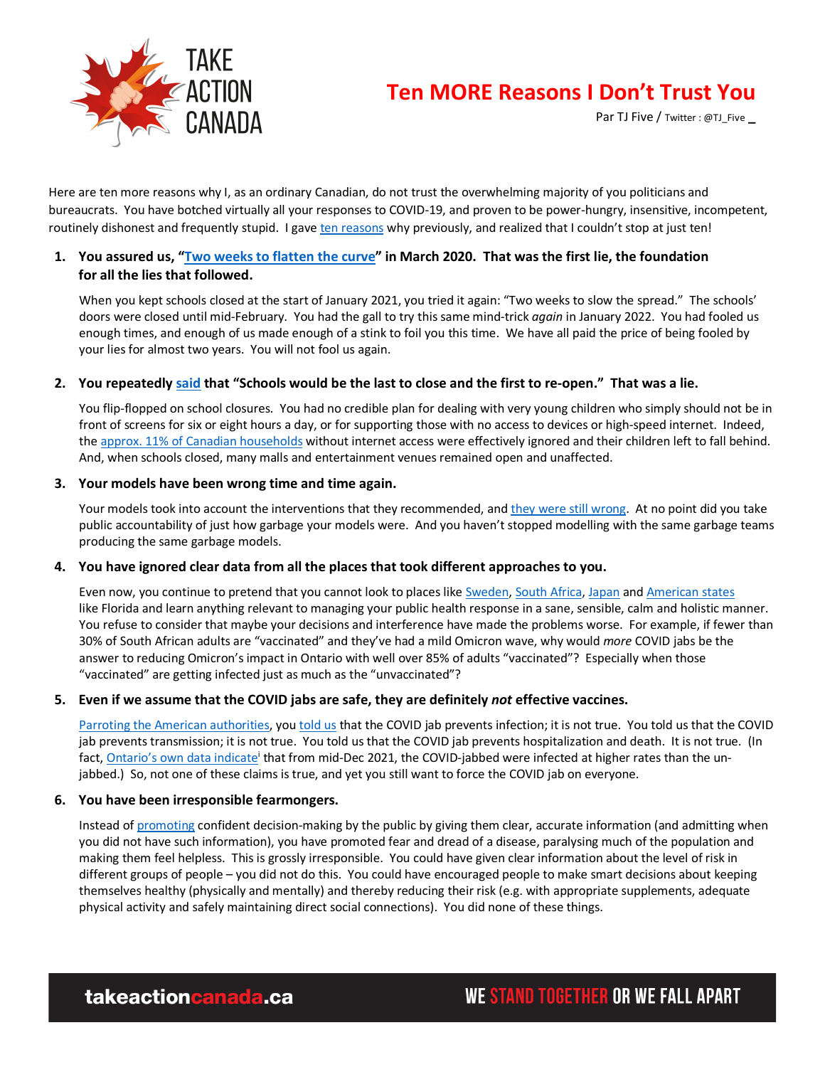# Ten MORE Reasons I Don't Trust You

Par TJ Five / Twitter : @TJ_Five

Here are ten more reasons why I, as an ordinary Canadian, do not trust the overwhelming majority of you politicians and bureaucrats. You have botched virtually all your responses to COVID-19, and proven to be power-hungry, insensitive, incompetent, routinely dishonest and frequently stupid. I gave ten reasons why previously, and realized that I couldn't stop at just ten!

1. **You assured us, "Two weeks to flatten the curve" in March 2020. That was the first lie, the foundation for all the lies that followed.**

   When you kept schools closed at the start of January 2021, you tried it again: "Two weeks to slow the spread." The schools' doors were closed until mid-February. You had the gall to try this same mind-trick *again* in January 2022. You had fooled us enough times, and enough of us made enough of a stink to foil you this time. We have all paid the price of being fooled by your lies for almost two years. You will not fool us again.

2. **You repeatedly said that "Schools would be the last to close and the first to re-open." That was a lie.**

   You flip-flopped on school closures. You had no credible plan for dealing with very young children who simply should not be in front of screens for six or eight hours a day, or for supporting those with no access to devices or high-speed internet. Indeed, the approx. 11% of Canadian households without internet access were effectively ignored and their children left to fall behind. And, when schools closed, many malls and entertainment venues remained open and unaffected.

3. **Your models have been wrong time and time again.**

   Your models took into account the interventions that they recommended, and they were still wrong. At no point did you take public accountability of just how garbage your models were. And you haven't stopped modelling with the same garbage teams producing the same garbage models.

4. **You have ignored clear data from all the places that took different approaches to you.**

   Even now, you continue to pretend that you cannot look to places like Sweden, South Africa, Japan and American states like Florida and learn anything relevant to managing your public health response in a sane, sensible, calm and holistic manner. You refuse to consider that maybe your decisions and interference have made the problems worse. For example, if fewer than 30% of South African adults are "vaccinated" and they've had a mild Omicron wave, why would *more* COVID jabs be the answer to reducing Omicron's impact in Ontario with well over 85% of adults "vaccinated"? Especially when those "vaccinated" are getting infected just as much as the "unvaccinated"?

5. **Even if we assume that the COVID jabs are safe, they are definitely *not* effective vaccines.**

   Parroting the American authorities, you told us that the COVID jab prevents infection; it is not true. You told us that the COVID jab prevents transmission; it is not true. You told us that the COVID jab prevents hospitalization and death. It is not true. (In fact, Ontario's own data indicate[i] that from mid-Dec 2021, the COVID-jabbed were infected at higher rates than the un-jabbed.) So, not one of these claims is true, and yet you still want to force the COVID jab on everyone.

6. **You have been irresponsible fearmongers.**

   Instead of promoting confident decision-making by the public by giving them clear, accurate information (and admitting when you did not have such information), you have promoted fear and dread of a disease, paralysing much of the population and making them feel helpless. This is grossly irresponsible. You could have given clear information about the level of risk in different groups of people – you did not do this. You could have encouraged people to make smart decisions about keeping themselves healthy (physically and mentally) and thereby reducing their risk (e.g. with appropriate supplements, adequate physical activity and safely maintaining direct social connections). You did none of these things.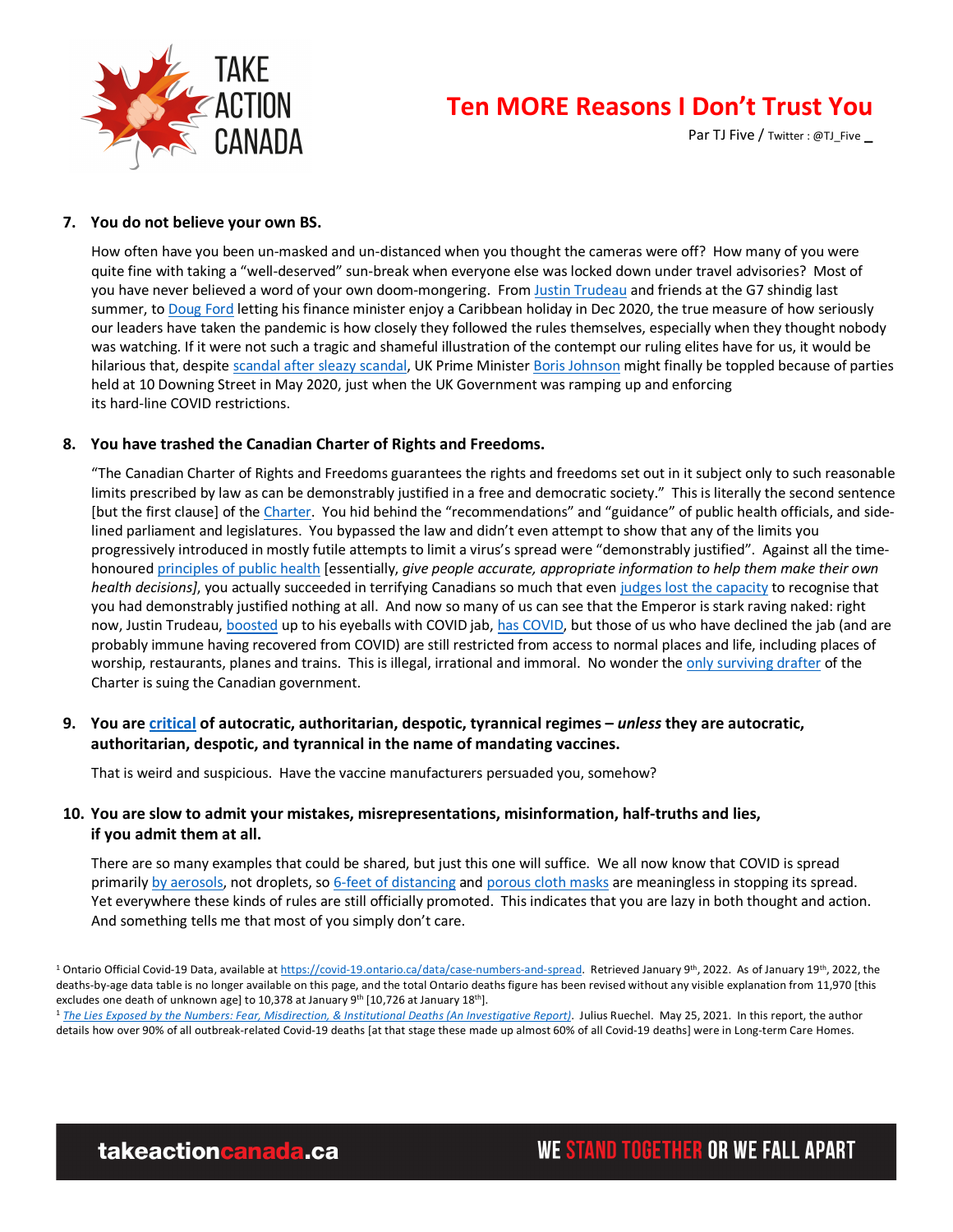## Ten MORE Reasons I Don't Trust You

Par TJ Five / Twitter : @TJ_Five

7. **You do not believe your own BS.**

   How often have you been un-masked and un-distanced when you thought the cameras were off? How many of you were quite fine with taking a "well-deserved" sun-break when everyone else was locked down under travel advisories? Most of you have never believed a word of your own doom-mongering. From Justin Trudeau and friends at the G7 shindig last summer, to Doug Ford letting his finance minister enjoy a Caribbean holiday in Dec 2020, the true measure of how seriously our leaders have taken the pandemic is how closely they followed the rules themselves, especially when they thought nobody was watching. If it were not such a tragic and shameful illustration of the contempt our ruling elites have for us, it would be hilarious that, despite scandal after sleazy scandal, UK Prime Minister Boris Johnson might finally be toppled because of parties held at 10 Downing Street in May 2020, just when the UK Government was ramping up and enforcing its hard-line COVID restrictions.

8. **You have trashed the Canadian Charter of Rights and Freedoms.**

   "The Canadian Charter of Rights and Freedoms guarantees the rights and freedoms set out in it subject only to such reasonable limits prescribed by law as can be demonstrably justified in a free and democratic society." This is literally the second sentence [but the first clause] of the Charter. You hid behind the "recommendations" and "guidance" of public health officials, and side-lined parliament and legislatures. You bypassed the law and didn't even attempt to show that any of the limits you progressively introduced in mostly futile attempts to limit a virus's spread were "demonstrably justified". Against all the time-honoured principles of public health [essentially, *give people accurate, appropriate information to help them make their own health decisions]*, you actually succeeded in terrifying Canadians so much that even judges lost the capacity to recognise that you had demonstrably justified nothing at all. And now so many of us can see that the Emperor is stark raving naked: right now, Justin Trudeau, boosted up to his eyeballs with COVID jab, has COVID, but those of us who have declined the jab (and are probably immune having recovered from COVID) are still restricted from access to normal places and life, including places of worship, restaurants, planes and trains. This is illegal, irrational and immoral. No wonder the only surviving drafter of the Charter is suing the Canadian government.

9. **You are critical of autocratic, authoritarian, despotic, tyrannical regimes – *unless* they are autocratic, authoritarian, despotic, and tyrannical in the name of mandating vaccines.**

   That is weird and suspicious. Have the vaccine manufacturers persuaded you, somehow?

10. **You are slow to admit your mistakes, misrepresentations, misinformation, half-truths and lies, if you admit them at all.**

    There are so many examples that could be shared, but just this one will suffice. We all now know that COVID is spread primarily by aerosols, not droplets, so 6-feet of distancing and porous cloth masks are meaningless in stopping its spread. Yet everywhere these kinds of rules are still officially promoted. This indicates that you are lazy in both thought and action. And something tells me that most of you simply don't care.

---

[1] Ontario Official Covid-19 Data, available at https://covid-19.ontario.ca/data/case-numbers-and-spread. Retrieved January 9th, 2022. As of January 19th, 2022, the deaths-by-age data table is no longer available on this page, and the total Ontario deaths figure has been revised without any visible explanation from 11,970 [this excludes one death of unknown age] to 10,378 at January 9th [10,726 at January 18th].

[1] *The Lies Exposed by the Numbers: Fear, Misdirection, & Institutional Deaths (An Investigative Report)*. Julius Ruechel. May 25, 2021. In this report, the author details how over 90% of all outbreak-related Covid-19 deaths [at that stage these made up almost 60% of all Covid-19 deaths] were in Long-term Care Homes.

takeactioncanada.ca — WE STAND TOGETHER OR WE FALL APART